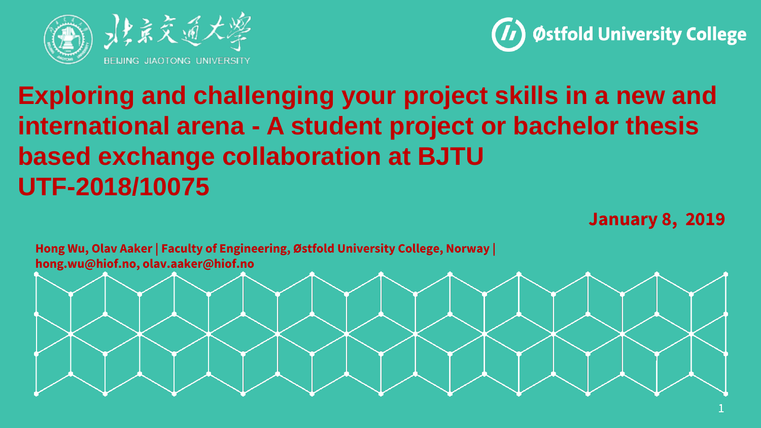北京交通大學
BEIJING JIAOTONG UNIVERSITY

Østfold University College

# Exploring and challenging your project skills in a new and international arena - A student project or bachelor thesis based exchange collaboration at BJTU UTF-2018/10075

**January 8, 2019**

**Hong Wu, Olav Aaker | Faculty of Engineering, Østfold University College, Norway | hong.wu@hiof.no, olav.aaker@hiof.no**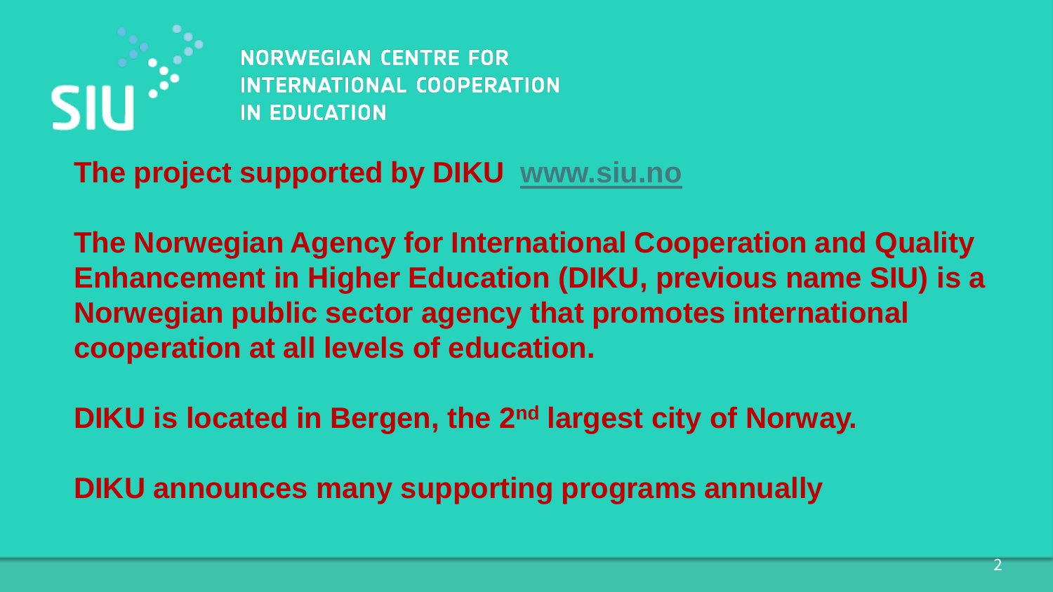NORWEGIAN CENTRE FOR INTERNATIONAL COOPERATION IN EDUCATION

**The project supported by DIKU** [www.siu.no](http://www.siu.no)

**The Norwegian Agency for International Cooperation and Quality Enhancement in Higher Education (DIKU, previous name SIU) is a Norwegian public sector agency that promotes international cooperation at all levels of education.**

**DIKU is located in Bergen, the 2nd largest city of Norway.**

**DIKU announces many supporting programs annually**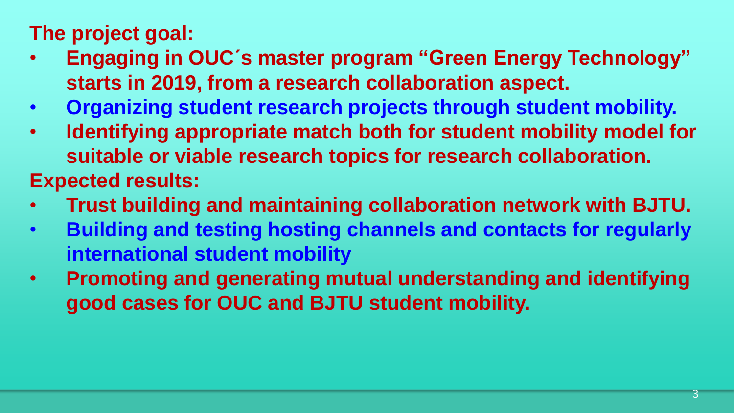**The project goal:**

- **Engaging in OUC´s master program "Green Energy Technology" starts in 2019, from a research collaboration aspect.**
- **Organizing student research projects through student mobility.**
- **Identifying appropriate match both for student mobility model for suitable or viable research topics for research collaboration.**

**Expected results:**

- **Trust building and maintaining collaboration network with BJTU.**
- **Building and testing hosting channels and contacts for regularly international student mobility**
- **Promoting and generating mutual understanding and identifying good cases for OUC and BJTU student mobility.**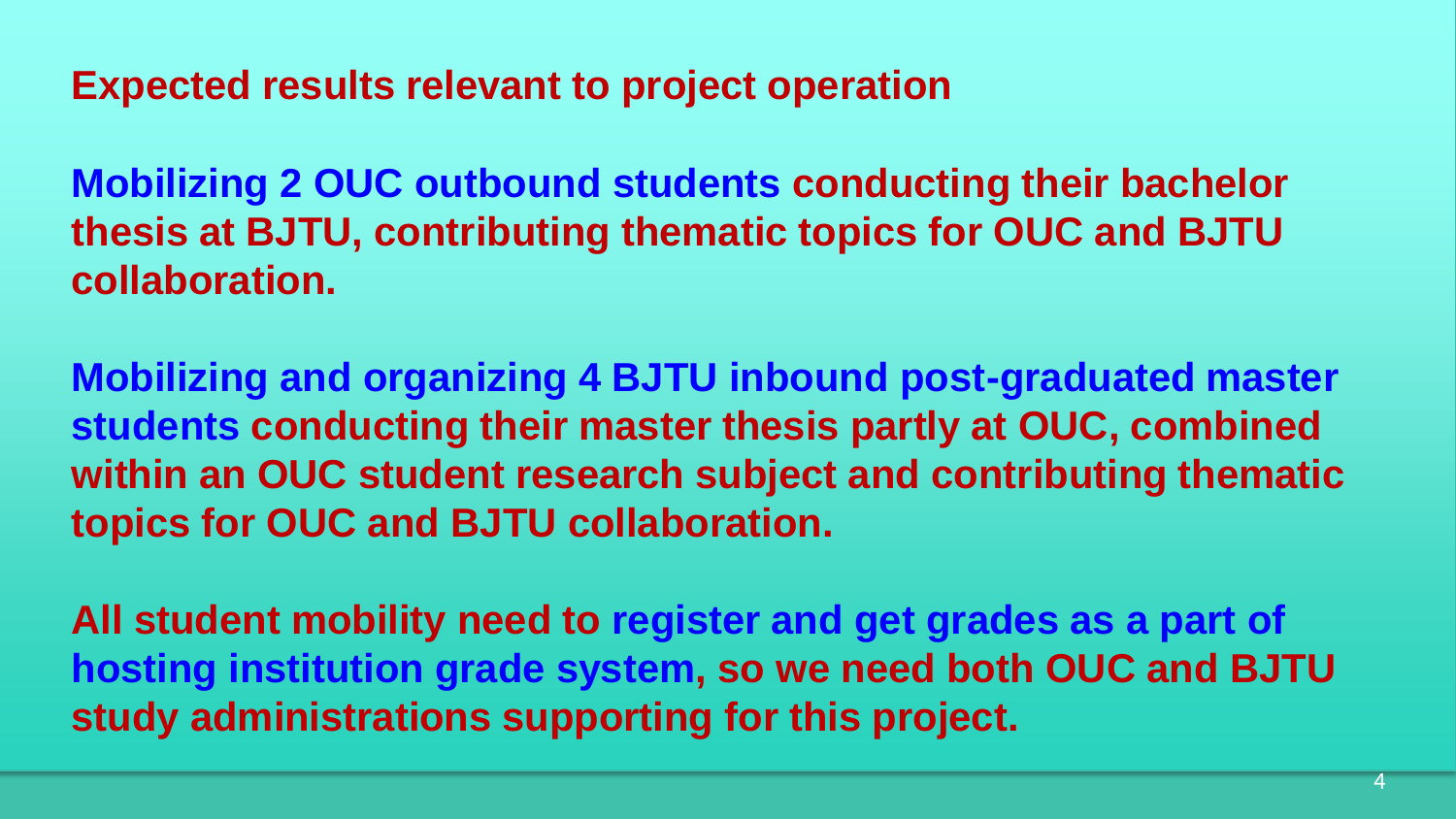## Expected results relevant to project operation

**Mobilizing 2 OUC outbound students conducting their bachelor thesis at BJTU, contributing thematic topics for OUC and BJTU collaboration.**

**Mobilizing and organizing 4 BJTU inbound post-graduated master students conducting their master thesis partly at OUC, combined within an OUC student research subject and contributing thematic topics for OUC and BJTU collaboration.**

**All student mobility need to register and get grades as a part of hosting institution grade system, so we need both OUC and BJTU study administrations supporting for this project.**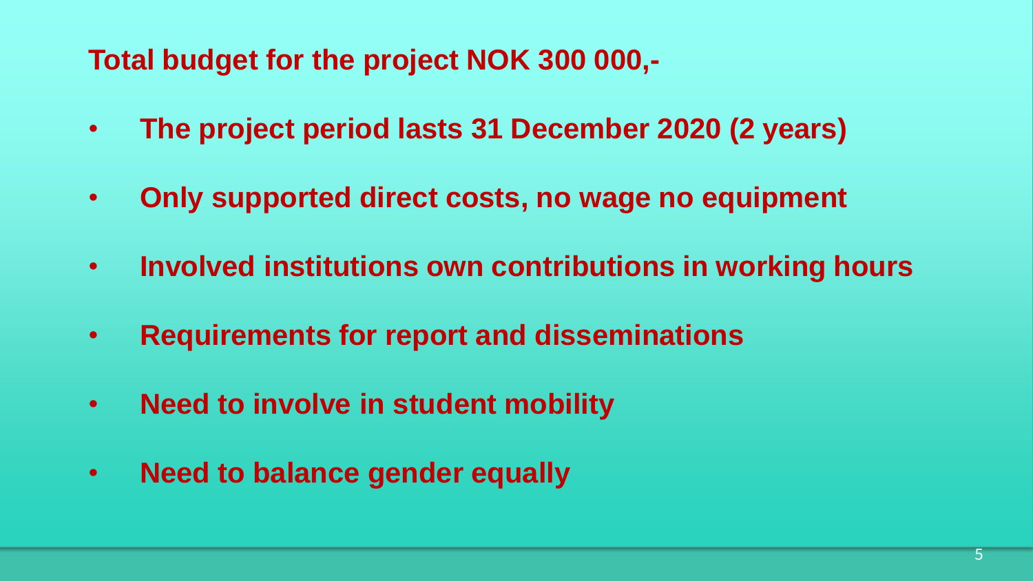**Total budget for the project NOK 300 000,-**

- **The project period lasts 31 December 2020 (2 years)**
- **Only supported direct costs, no wage no equipment**
- **Involved institutions own contributions in working hours**
- **Requirements for report and disseminations**
- **Need to involve in student mobility**
- **Need to balance gender equally**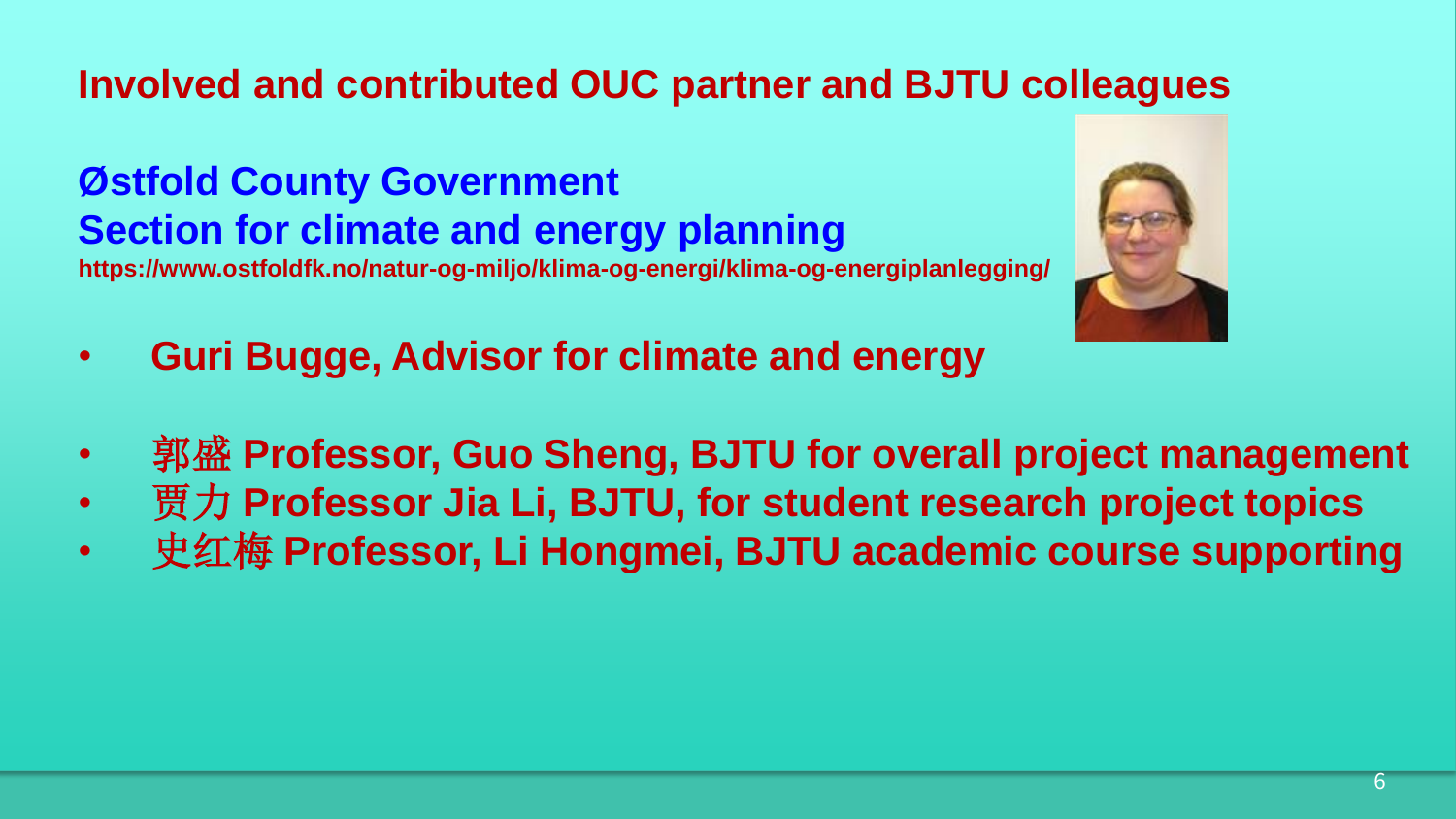# Involved and contributed OUC partner and BJTU colleagues

## Østfold County Government
## Section for climate and energy planning

**https://www.ostfoldfk.no/natur-og-miljo/klima-og-energi/klima-og-energiplanlegging/**

- **Guri Bugge, Advisor for climate and energy**

- 郭盛 **Professor, Guo Sheng, BJTU for overall project management**
- 贾力 **Professor Jia Li, BJTU, for student research project topics**
- 史红梅 **Professor, Li Hongmei, BJTU academic course supporting**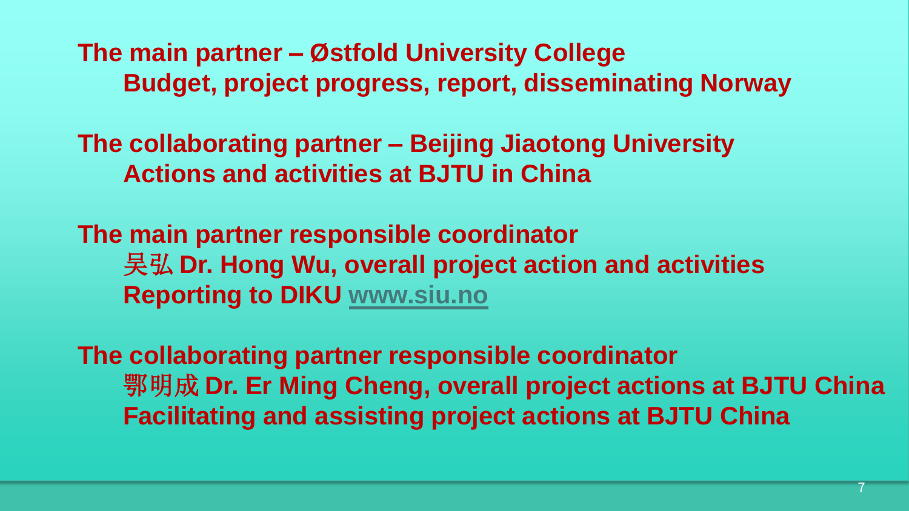**The main partner – Østfold University College**

**Budget, project progress, report, disseminating Norway**

**The collaborating partner – Beijing Jiaotong University**

**Actions and activities at BJTU in China**

**The main partner responsible coordinator**

吴弘 **Dr. Hong Wu, overall project action and activities**

**Reporting to DIKU [www.siu.no](http://www.siu.no)**

**The collaborating partner responsible coordinator**

鄂明成 **Dr. Er Ming Cheng, overall project actions at BJTU China**

**Facilitating and assisting project actions at BJTU China**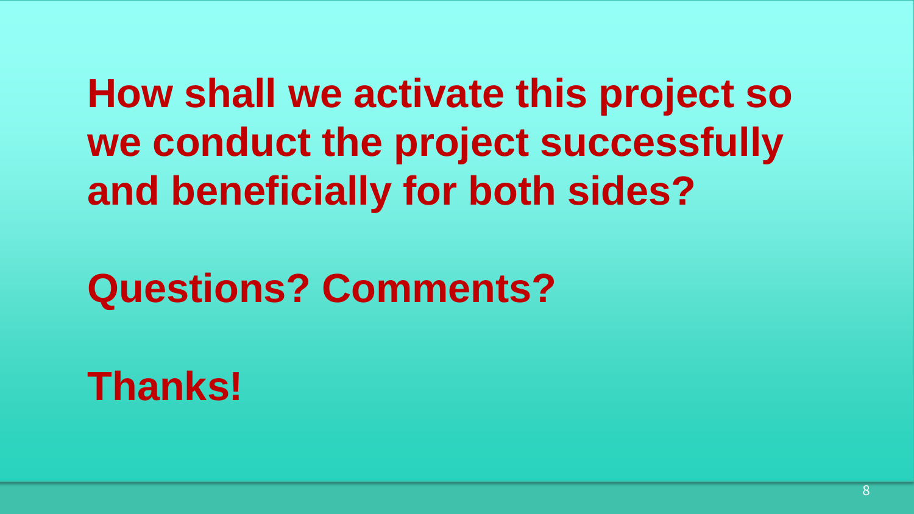**How shall we activate this project so we conduct the project successfully and beneficially for both sides?**

**Questions? Comments?**

**Thanks!**